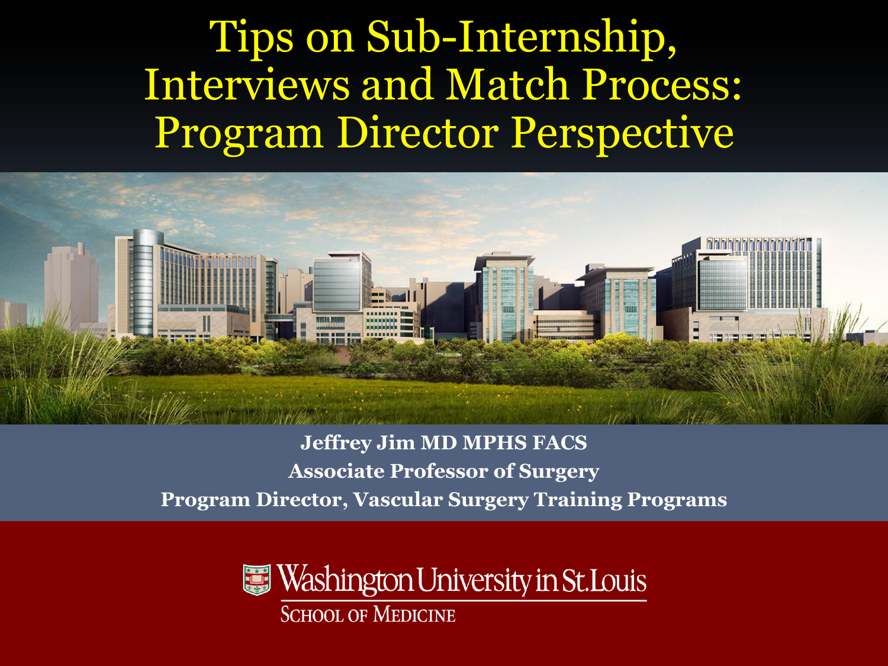# Tips on Sub-Internship, Interviews and Match Process: Program Director Perspective

**Jeffrey Jim MD MPHS FACS**

**Associate Professor of Surgery**

**Program Director, Vascular Surgery Training Programs**

Washington University in St. Louis

School of Medicine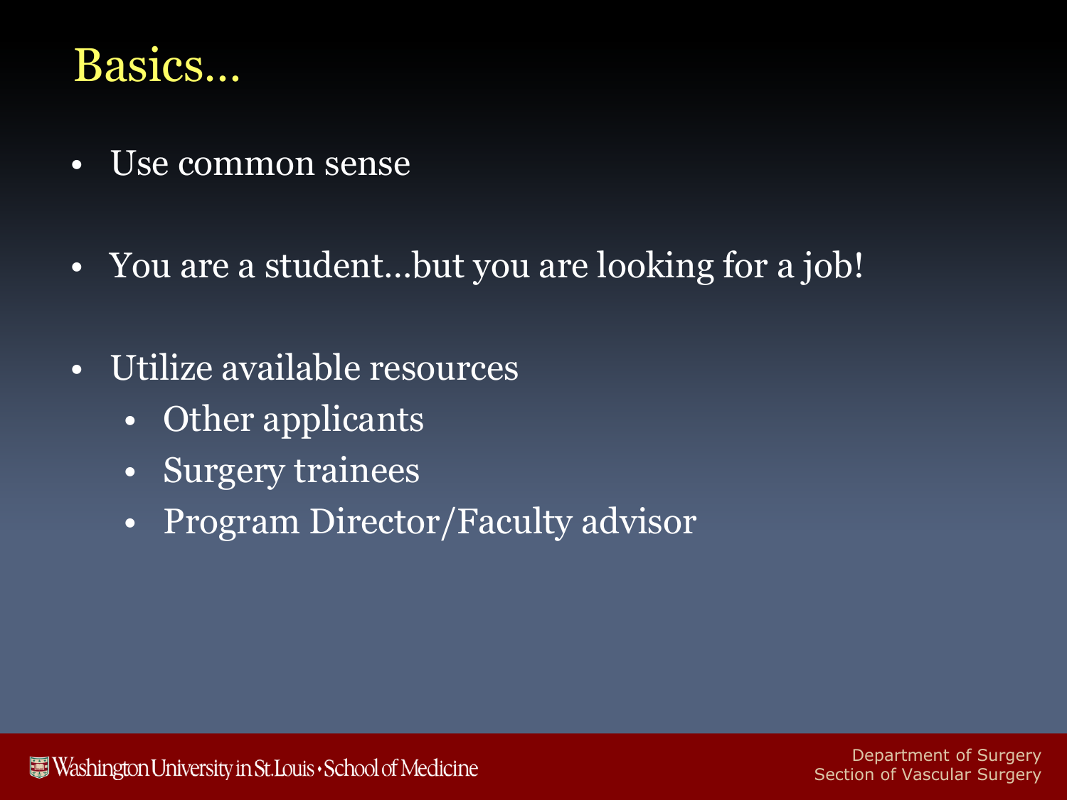# Basics…

- Use common sense
- You are a student…but you are looking for a job!
- Utilize available resources
  - Other applicants
  - Surgery trainees
  - Program Director/Faculty advisor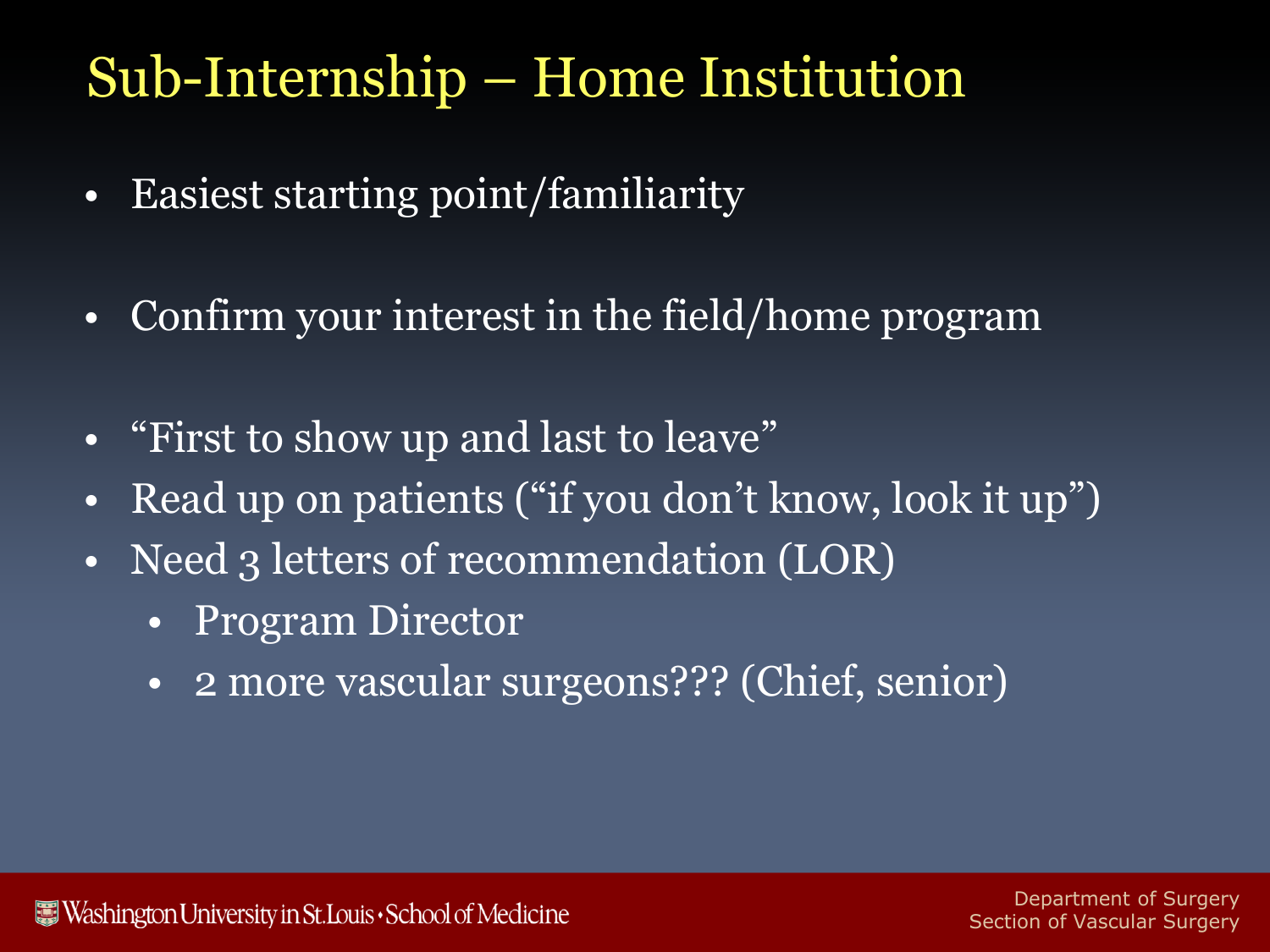# Sub-Internship – Home Institution

- Easiest starting point/familiarity

- Confirm your interest in the field/home program

- "First to show up and last to leave"
- Read up on patients ("if you don't know, look it up")
- Need 3 letters of recommendation (LOR)
  - Program Director
  - 2 more vascular surgeons??? (Chief, senior)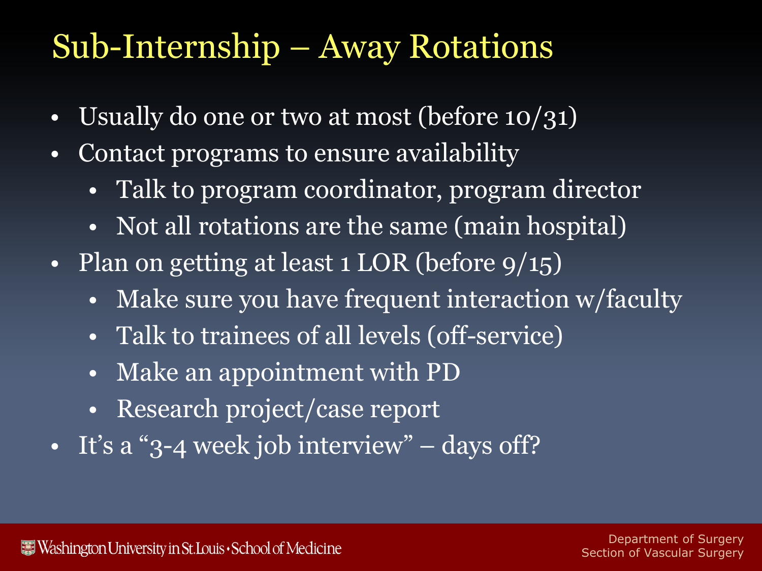# Sub-Internship – Away Rotations

- Usually do one or two at most (before 10/31)
- Contact programs to ensure availability
  - Talk to program coordinator, program director
  - Not all rotations are the same (main hospital)
- Plan on getting at least 1 LOR (before 9/15)
  - Make sure you have frequent interaction w/faculty
  - Talk to trainees of all levels (off-service)
  - Make an appointment with PD
  - Research project/case report
- It's a "3-4 week job interview" – days off?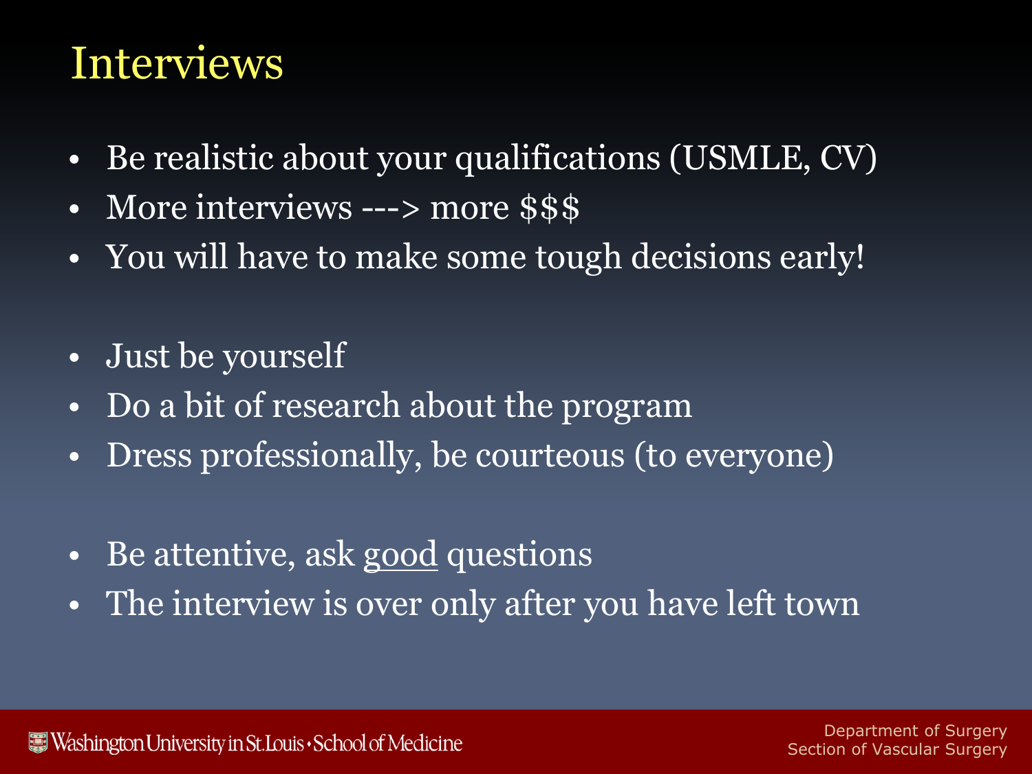# Interviews

- Be realistic about your qualifications (USMLE, CV)
- More interviews ---> more $$$
- You will have to make some tough decisions early!

- Just be yourself
- Do a bit of research about the program
- Dress professionally, be courteous (to everyone)

- Be attentive, ask <u>good</u> questions
- The interview is over only after you have left town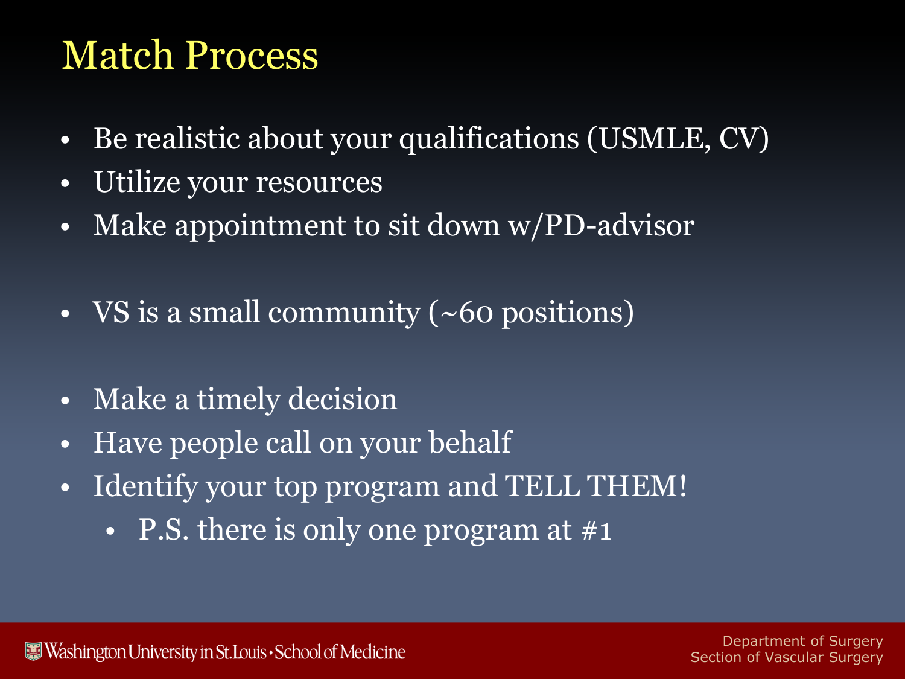# Match Process

- Be realistic about your qualifications (USMLE, CV)
- Utilize your resources
- Make appointment to sit down w/PD-advisor

- VS is a small community (~60 positions)

- Make a timely decision
- Have people call on your behalf
- Identify your top program and TELL THEM!
  - P.S. there is only one program at #1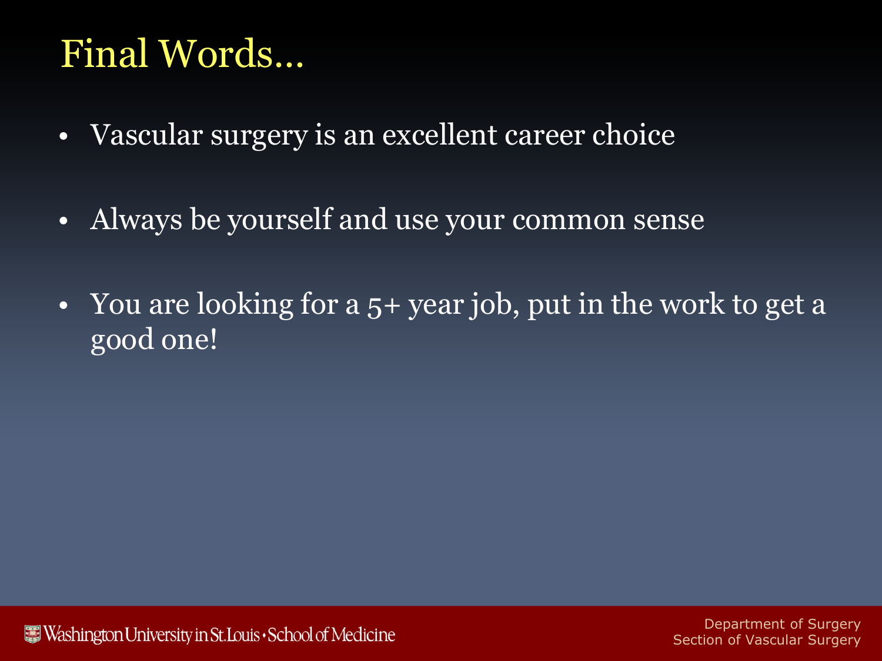# Final Words…

- Vascular surgery is an excellent career choice
- Always be yourself and use your common sense
- You are looking for a 5+ year job, put in the work to get a good one!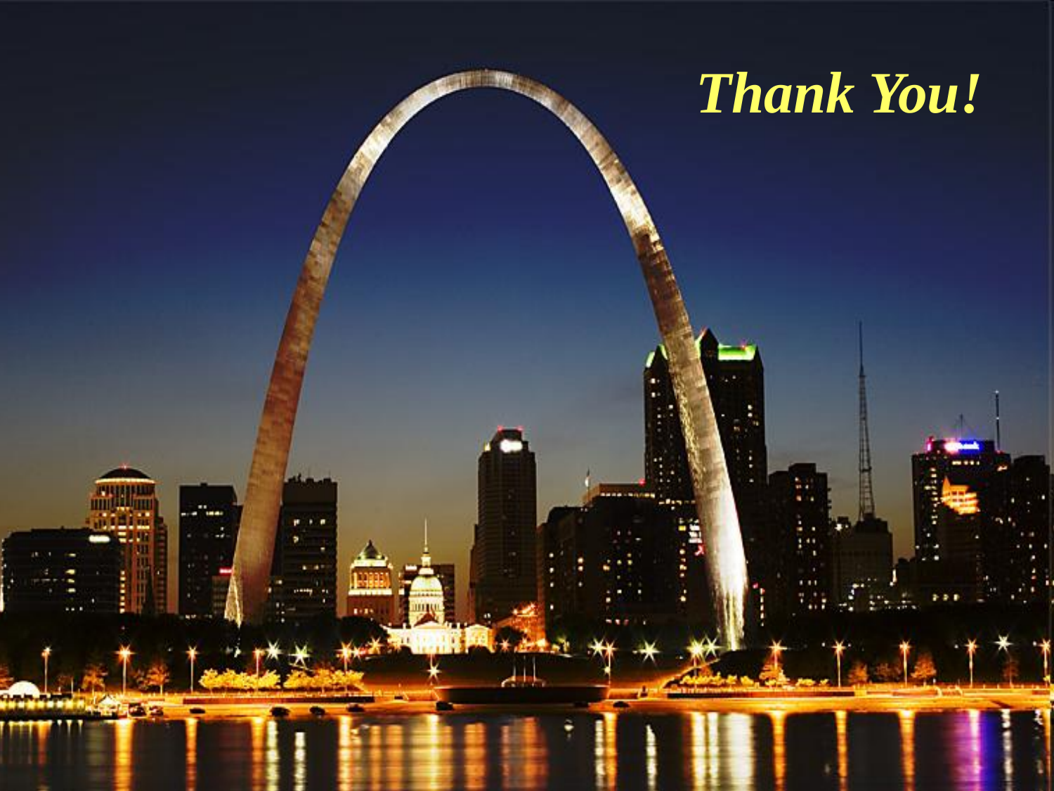*Thank You!*